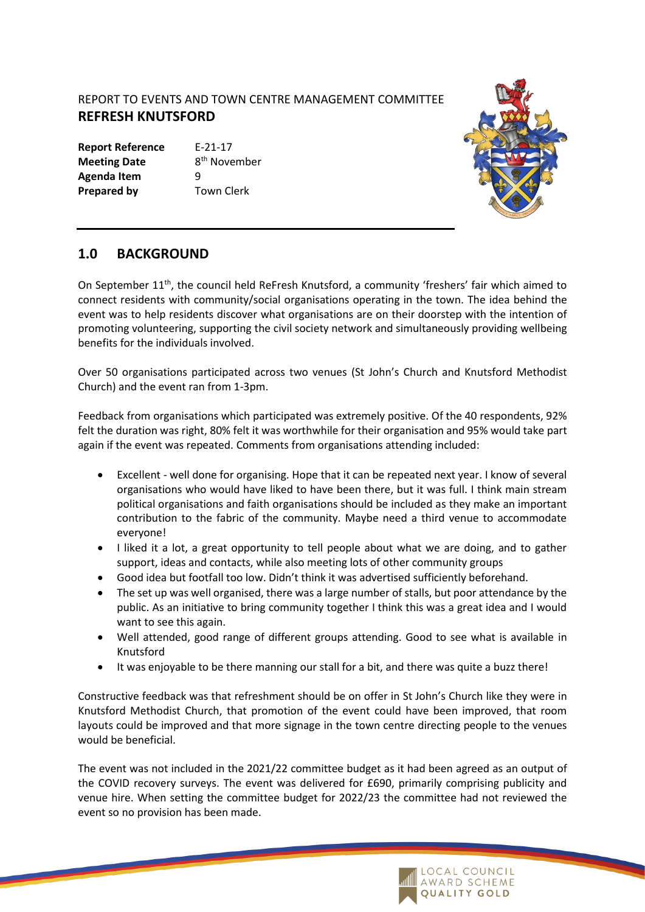REPORT TO EVENTS AND TOWN CENTRE MANAGEMENT COMMITTEE

# REFRESH KNUTSFORD

| | |
|---|---|
| **Report Reference** | E-21-17 |
| **Meeting Date** | 8th November |
| **Agenda Item** | 9 |
| **Prepared by** | Town Clerk |

## 1.0 BACKGROUND

On September 11th, the council held ReFresh Knutsford, a community 'freshers' fair which aimed to connect residents with community/social organisations operating in the town. The idea behind the event was to help residents discover what organisations are on their doorstep with the intention of promoting volunteering, supporting the civil society network and simultaneously providing wellbeing benefits for the individuals involved.

Over 50 organisations participated across two venues (St John's Church and Knutsford Methodist Church) and the event ran from 1-3pm.

Feedback from organisations which participated was extremely positive. Of the 40 respondents, 92% felt the duration was right, 80% felt it was worthwhile for their organisation and 95% would take part again if the event was repeated. Comments from organisations attending included:

- Excellent - well done for organising. Hope that it can be repeated next year. I know of several organisations who would have liked to have been there, but it was full. I think main stream political organisations and faith organisations should be included as they make an important contribution to the fabric of the community. Maybe need a third venue to accommodate everyone!
- I liked it a lot, a great opportunity to tell people about what we are doing, and to gather support, ideas and contacts, while also meeting lots of other community groups
- Good idea but footfall too low. Didn't think it was advertised sufficiently beforehand.
- The set up was well organised, there was a large number of stalls, but poor attendance by the public. As an initiative to bring community together I think this was a great idea and I would want to see this again.
- Well attended, good range of different groups attending. Good to see what is available in Knutsford
- It was enjoyable to be there manning our stall for a bit, and there was quite a buzz there!

Constructive feedback was that refreshment should be on offer in St John's Church like they were in Knutsford Methodist Church, that promotion of the event could have been improved, that room layouts could be improved and that more signage in the town centre directing people to the venues would be beneficial.

The event was not included in the 2021/22 committee budget as it had been agreed as an output of the COVID recovery surveys. The event was delivered for £690, primarily comprising publicity and venue hire. When setting the committee budget for 2022/23 the committee had not reviewed the event so no provision has been made.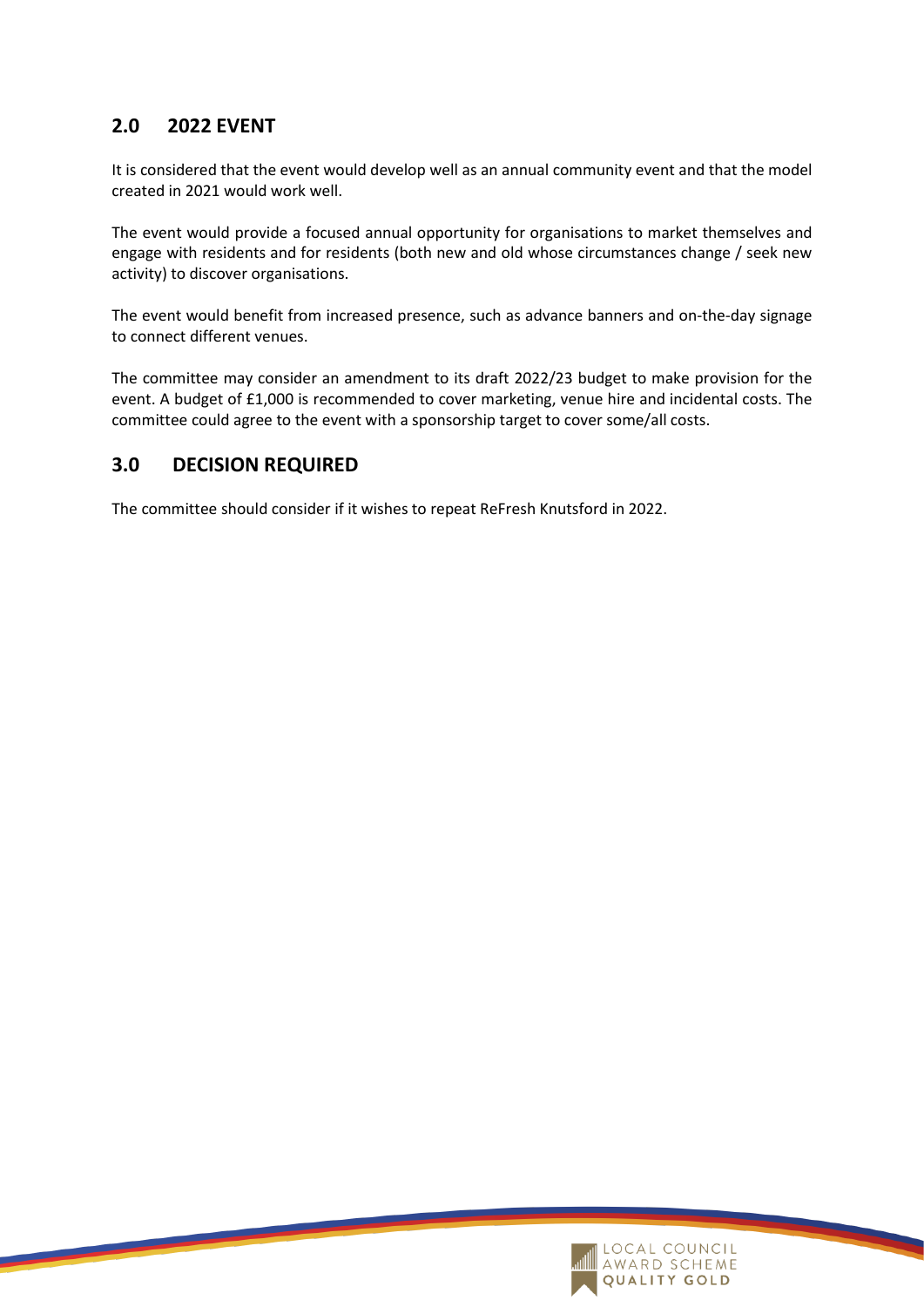## 2.0 2022 EVENT

It is considered that the event would develop well as an annual community event and that the model created in 2021 would work well.

The event would provide a focused annual opportunity for organisations to market themselves and engage with residents and for residents (both new and old whose circumstances change / seek new activity) to discover organisations.

The event would benefit from increased presence, such as advance banners and on-the-day signage to connect different venues.

The committee may consider an amendment to its draft 2022/23 budget to make provision for the event. A budget of £1,000 is recommended to cover marketing, venue hire and incidental costs. The committee could agree to the event with a sponsorship target to cover some/all costs.

## 3.0 DECISION REQUIRED

The committee should consider if it wishes to repeat ReFresh Knutsford in 2022.